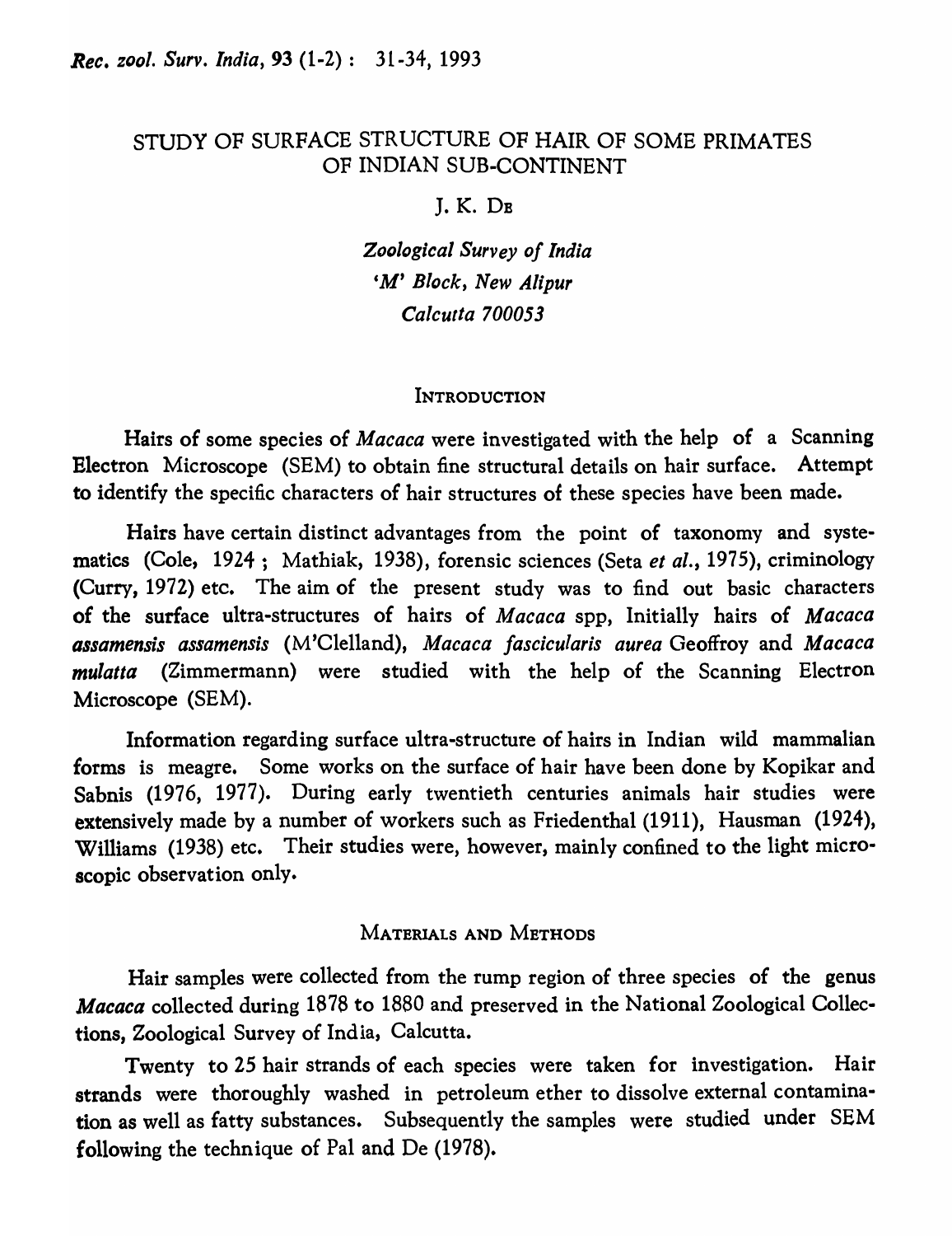# STUDY OF SURFACE STRUCTURE OF HAIR OF SOME PRIMATES OF INDIAN SUB-CONTINENT

J. K. DE

*Zoological Survey of India*
*'M' Block, New Alipur*
*Calcutta 700053*

## INTRODUCTION

Hairs of some species of *Macaca* were investigated with the help of a Scanning Electron Microscope (SEM) to obtain fine structural details on hair surface. Attempt to identify the specific characters of hair structures of these species have been made.

Hairs have certain distinct advantages from the point of taxonomy and systematics (Cole, 1924 ; Mathiak, 1938), forensic sciences (Seta *et al.*, 1975), criminology (Curry, 1972) etc. The aim of the present study was to find out basic characters of the surface ultra-structures of hairs of *Macaca* spp, Initially hairs of *Macaca assamensis assamensis* (M'Clelland), *Macaca fascicularis aurea* Geoffroy and *Macaca mulatta* (Zimmermann) were studied with the help of the Scanning Electron Microscope (SEM).

Information regarding surface ultra-structure of hairs in Indian wild mammalian forms is meagre. Some works on the surface of hair have been done by Kopikar and Sabnis (1976, 1977). During early twentieth centuries animals hair studies were extensively made by a number of workers such as Friedenthal (1911), Hausman (1924), Williams (1938) etc. Their studies were, however, mainly confined to the light microscopic observation only.

## MATERIALS AND METHODS

Hair samples were collected from the rump region of three species of the genus *Macaca* collected during 1878 to 1880 and preserved in the National Zoological Collections, Zoological Survey of India, Calcutta.

Twenty to 25 hair strands of each species were taken for investigation. Hair strands were thoroughly washed in petroleum ether to dissolve external contamination as well as fatty substances. Subsequently the samples were studied under SEM following the technique of Pal and De (1978).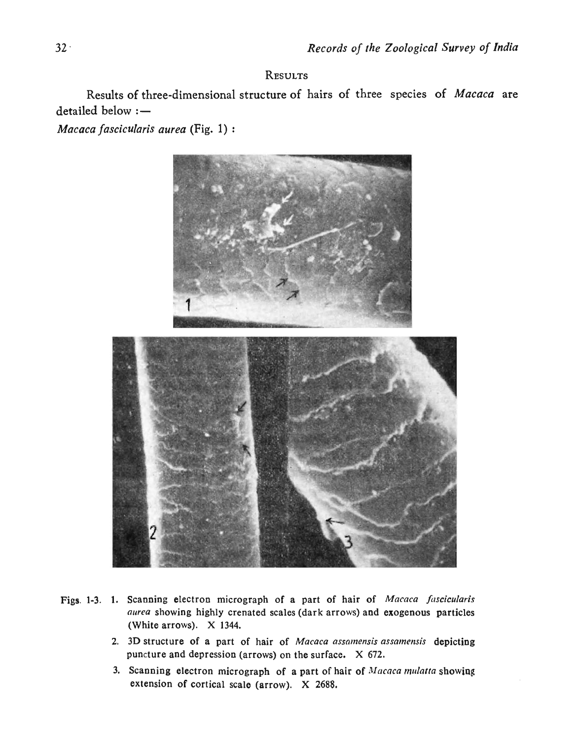## RESULTS

Results of three-dimensional structure of hairs of three species of *Macaca* are detailed below :—

*Macaca fascicularis aurea* (Fig. 1) :

Figs. 1-3. 1. Scanning electron micrograph of a part of hair of *Macaca fascicularis aurea* showing highly crenated scales (dark arrows) and exogenous particles (White arrows). X 1344.

2. 3D structure of a part of hair of *Macaca assamensis assamensis* depicting puncture and depression (arrows) on the surface. X 672.

3. Scanning electron micrograph of a part of hair of *Macaca mulatta* showing extension of cortical scale (arrow). X 2688.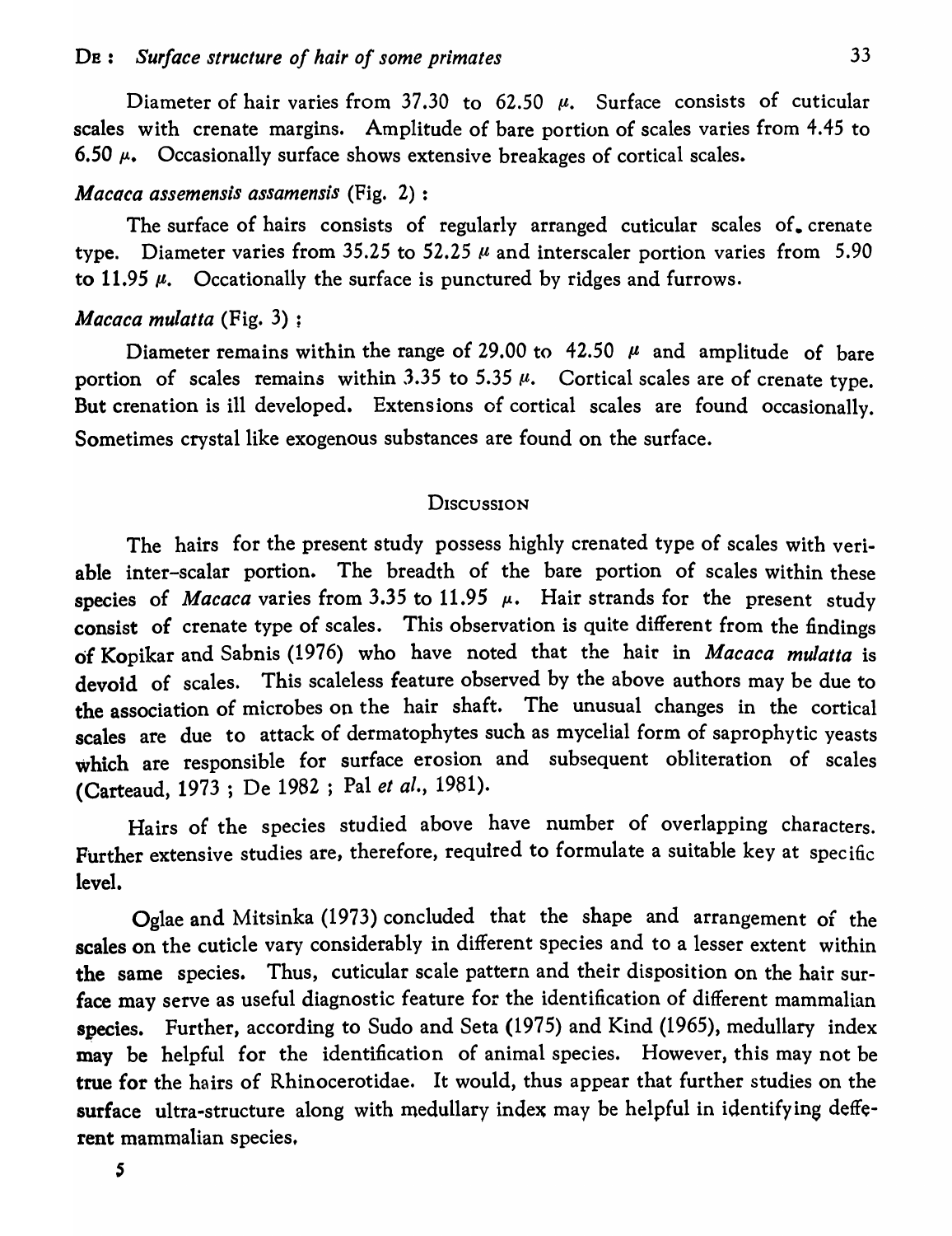Diameter of hair varies from 37.30 to 62.50 $\mu$. Surface consists of cuticular scales with crenate margins. Amplitude of bare portion of scales varies from 4.45 to 6.50 $\mu$. Occasionally surface shows extensive breakages of cortical scales.

*Macaca assemensis assamensis* (Fig. 2) :

The surface of hairs consists of regularly arranged cuticular scales of crenate type. Diameter varies from 35.25 to 52.25 $\mu$ and interscaler portion varies from 5.90 to 11.95 $\mu$. Occationally the surface is punctured by ridges and furrows.

*Macaca mulatta* (Fig. 3) :

Diameter remains within the range of 29.00 to 42.50 $\mu$ and amplitude of bare portion of scales remains within 3.35 to 5.35 $\mu$. Cortical scales are of crenate type. But crenation is ill developed. Extensions of cortical scales are found occasionally. Sometimes crystal like exogenous substances are found on the surface.

## DISCUSSION

The hairs for the present study possess highly crenated type of scales with veriable inter-scalar portion. The breadth of the bare portion of scales within these species of *Macaca* varies from 3.35 to 11.95 $\mu$. Hair strands for the present study consist of crenate type of scales. This observation is quite different from the findings of Kopikar and Sabnis (1976) who have noted that the hair in *Macaca mulatta* is devoid of scales. This scaleless feature observed by the above authors may be due to the association of microbes on the hair shaft. The unusual changes in the cortical scales are due to attack of dermatophytes such as mycelial form of saprophytic yeasts which are responsible for surface erosion and subsequent obliteration of scales (Carteaud, 1973 ; De 1982 ; Pal *et al.*, 1981).

Hairs of the species studied above have number of overlapping characters. Further extensive studies are, therefore, required to formulate a suitable key at specific level.

Oglae and Mitsinka (1973) concluded that the shape and arrangement of the scales on the cuticle vary considerably in different species and to a lesser extent within the same species. Thus, cuticular scale pattern and their disposition on the hair surface may serve as useful diagnostic feature for the identification of different mammalian species. Further, according to Sudo and Seta (1975) and Kind (1965), medullary index may be helpful for the identification of animal species. However, this may not be true for the hairs of Rhinocerotidae. It would, thus appear that further studies on the surface ultra-structure along with medullary index may be helpful in identifying defferent mammalian species.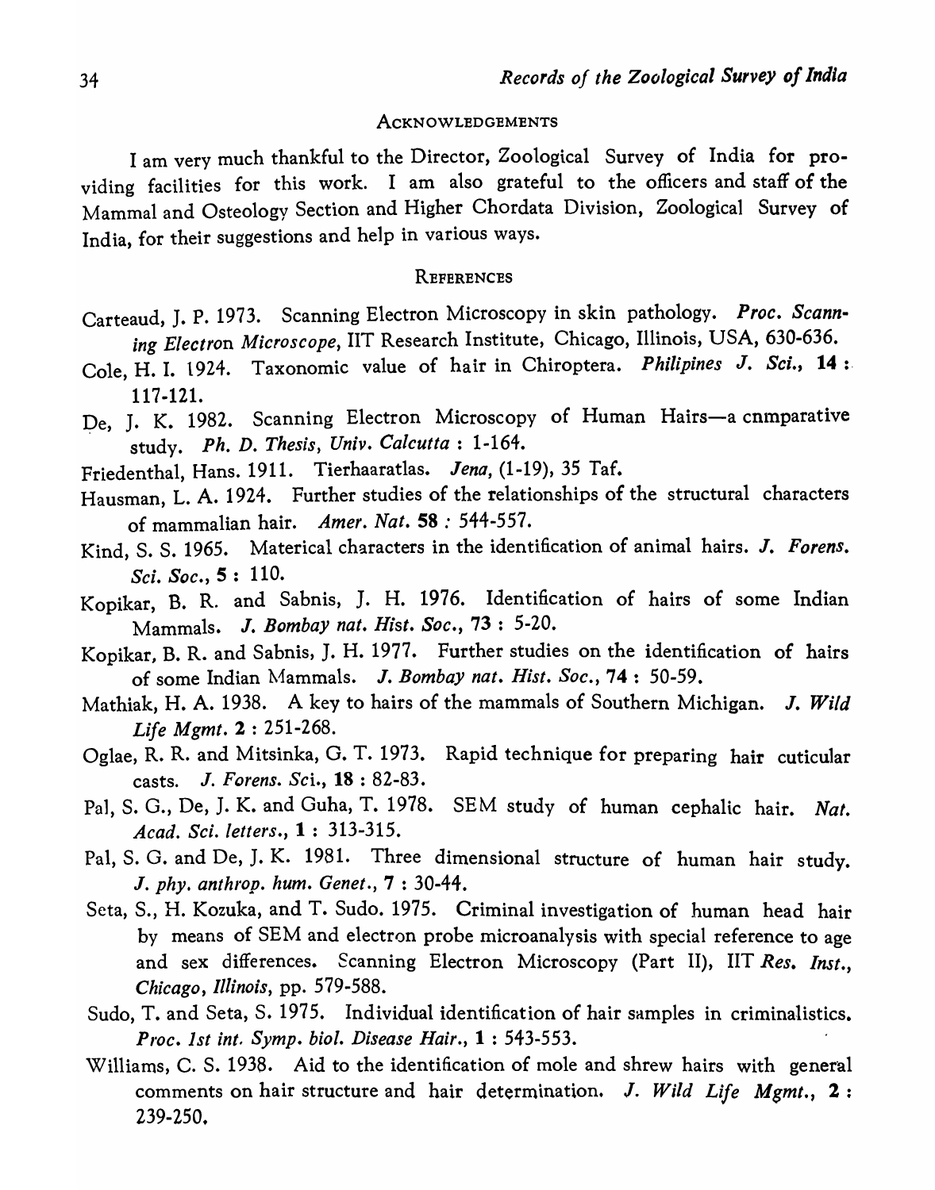## ACKNOWLEDGEMENTS

I am very much thankful to the Director, Zoological Survey of India for providing facilities for this work. I am also grateful to the officers and staff of the Mammal and Osteology Section and Higher Chordata Division, Zoological Survey of India, for their suggestions and help in various ways.

## REFERENCES

Carteaud, J. P. 1973. Scanning Electron Microscopy in skin pathology. *Proc. Scanning Electron Microscope*, IIT Research Institute, Chicago, Illinois, USA, 630-636.

Cole, H. I. 1924. Taxonomic value of hair in Chiroptera. *Philipines J. Sci.*, **14** : 117-121.

De, J. K. 1982. Scanning Electron Microscopy of Human Hairs—a cnmparative study. *Ph. D. Thesis, Univ. Calcutta* : 1-164.

Friedenthal, Hans. 1911. Tierhaaratlas. *Jena*, (1-19), 35 Taf.

Hausman, L. A. 1924. Further studies of the relationships of the structural characters of mammalian hair. *Amer. Nat.* **58** : 544-557.

Kind, S. S. 1965. Materical characters in the identification of animal hairs. *J. Forens. Sci. Soc.*, **5** : 110.

Kopikar, B. R. and Sabnis, J. H. 1976. Identification of hairs of some Indian Mammals. *J. Bombay nat. Hist. Soc.*, **73** : 5-20.

Kopikar, B. R. and Sabnis, J. H. 1977. Further studies on the identification of hairs of some Indian Mammals. *J. Bombay nat. Hist. Soc.*, **74** : 50-59.

Mathiak, H. A. 1938. A key to hairs of the mammals of Southern Michigan. *J. Wild Life Mgmt.* **2** : 251-268.

Oglae, R. R. and Mitsinka, G. T. 1973. Rapid technique for preparing hair cuticular casts. *J. Forens. Sci.*, **18** : 82-83.

Pal, S. G., De, J. K. and Guha, T. 1978. SEM study of human cephalic hair. *Nat. Acad. Sci. letters.*, **1** : 313-315.

Pal, S. G. and De, J. K. 1981. Three dimensional structure of human hair study. *J. phy. anthrop. hum. Genet.*, **7** : 30-44.

Seta, S., H. Kozuka, and T. Sudo. 1975. Criminal investigation of human head hair by means of SEM and electron probe microanalysis with special reference to age and sex differences. Scanning Electron Microscopy (Part II), IIT *Res. Inst., Chicago, Illinois*, pp. 579-588.

Sudo, T. and Seta, S. 1975. Individual identification of hair samples in criminalistics. *Proc. 1st int. Symp. biol. Disease Hair.*, **1** : 543-553.

Williams, C. S. 1938. Aid to the identification of mole and shrew hairs with general comments on hair structure and hair determination. *J. Wild Life Mgmt.*, **2** : 239-250.